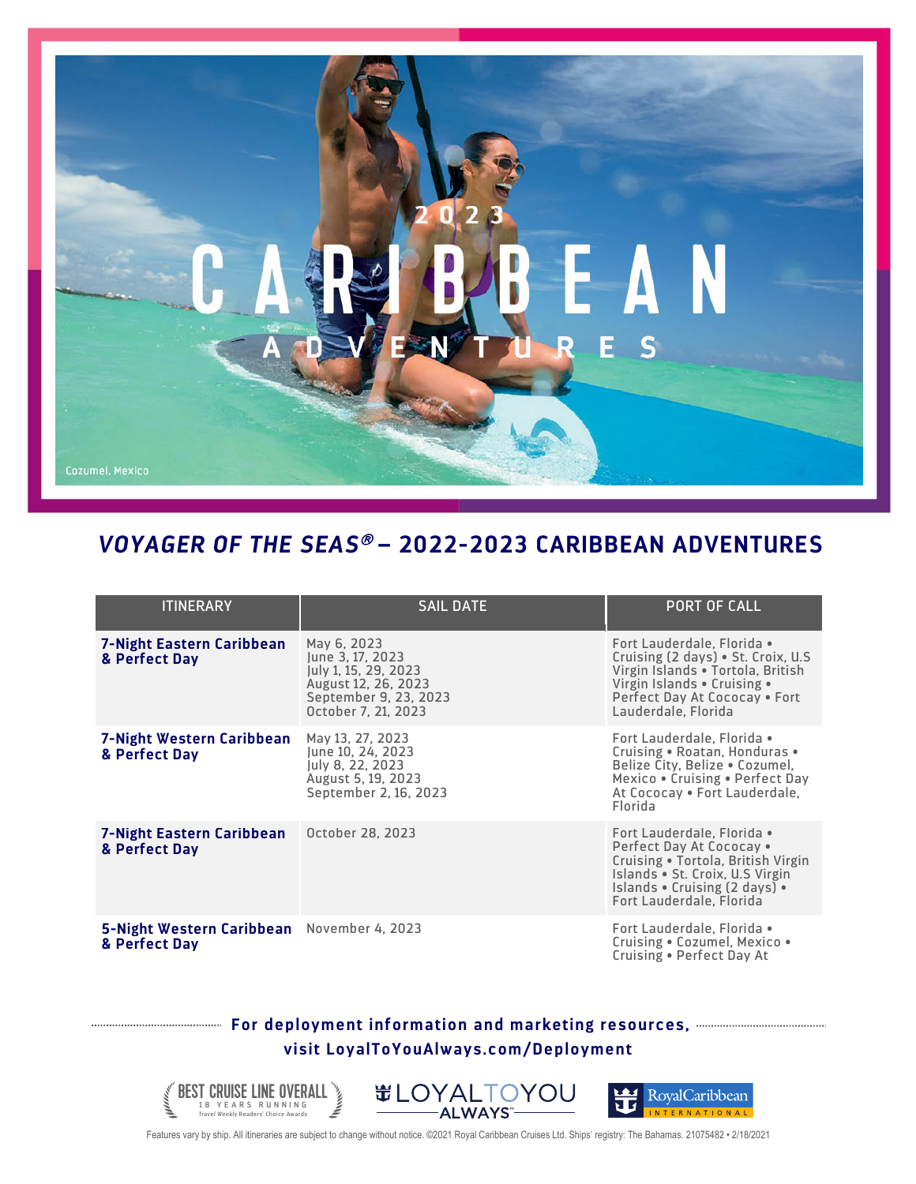2023

# CARIBBEAN ADVENTURES

Cozumel, Mexico

## *VOYAGER OF THE SEAS®* – 2022-2023 CARIBBEAN ADVENTURES

| ITINERARY | SAIL DATE | PORT OF CALL |
| --- | --- | --- |
| **7-Night Eastern Caribbean & Perfect Day** | May 6, 2023<br>June 3, 17, 2023<br>July 1, 15, 29, 2023<br>August 12, 26, 2023<br>September 9, 23, 2023<br>October 7, 21, 2023 | Fort Lauderdale, Florida • Cruising (2 days) • St. Croix, U.S Virgin Islands • Tortola, British Virgin Islands • Cruising • Perfect Day At Cococay • Fort Lauderdale, Florida |
| **7-Night Western Caribbean & Perfect Day** | May 13, 27, 2023<br>June 10, 24, 2023<br>July 8, 22, 2023<br>August 5, 19, 2023<br>September 2, 16, 2023 | Fort Lauderdale, Florida • Cruising • Roatan, Honduras • Belize City, Belize • Cozumel, Mexico • Cruising • Perfect Day At Cococay • Fort Lauderdale, Florida |
| **7-Night Eastern Caribbean & Perfect Day** | October 28, 2023 | Fort Lauderdale, Florida • Perfect Day At Cococay • Cruising • Tortola, British Virgin Islands • St. Croix, U.S Virgin Islands • Cruising (2 days) • Fort Lauderdale, Florida |
| **5-Night Western Caribbean & Perfect Day** | November 4, 2023 | Fort Lauderdale, Florida • Cruising • Cozumel, Mexico • Cruising • Perfect Day At |

**For deployment information and marketing resources, visit LoyalToYouAlways.com/Deployment**

BEST CRUISE LINE OVERALL 18 YEARS RUNNING Travel Weekly Readers' Choice Awards

LOYALTOYOU ALWAYS

Royal Caribbean INTERNATIONAL

Features vary by ship. All itineraries are subject to change without notice. ©2021 Royal Caribbean Cruises Ltd. Ships' registry: The Bahamas. 21075482 • 2/18/2021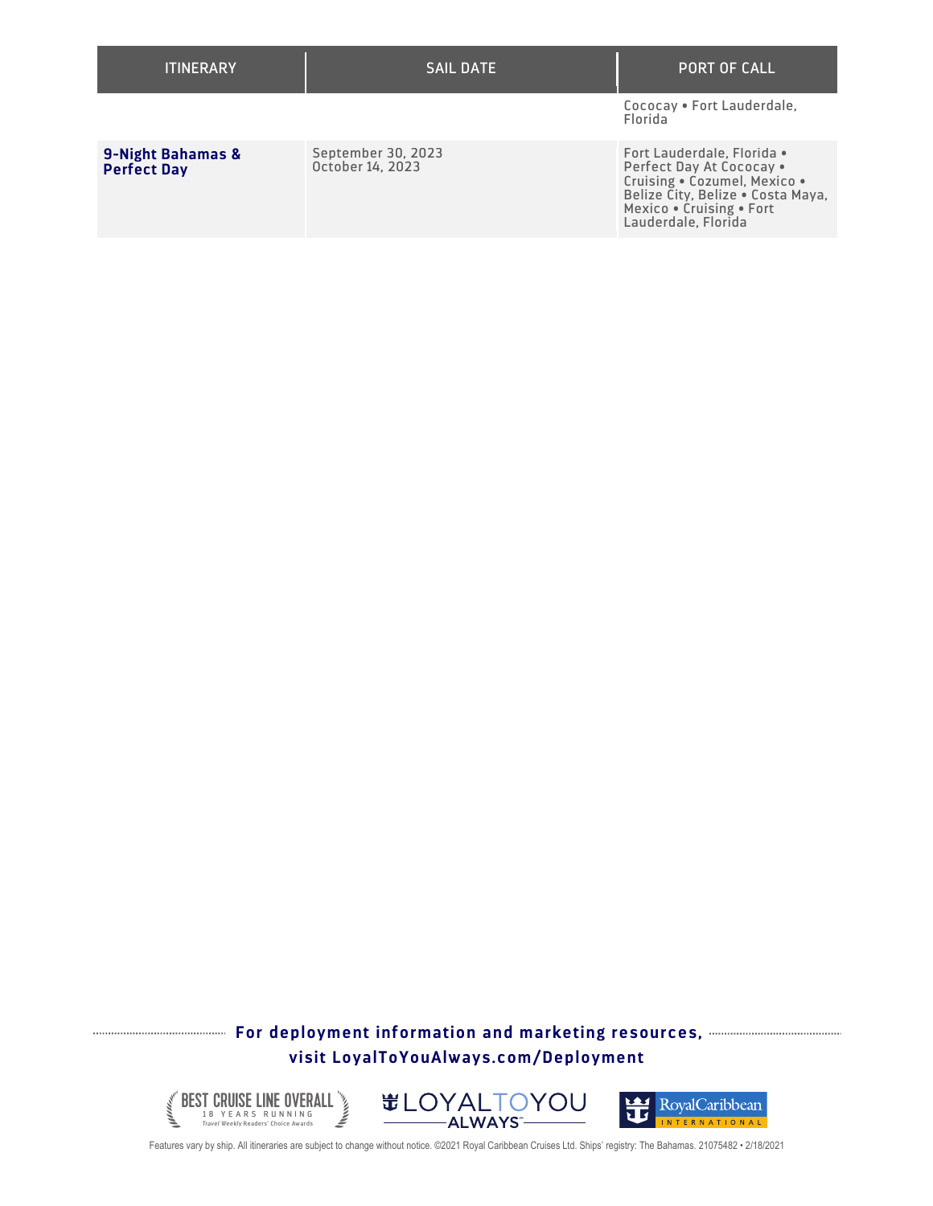| ITINERARY | SAIL DATE | PORT OF CALL |
| --- | --- | --- |
| | | Cococay • Fort Lauderdale, Florida |
| **9-Night Bahamas & Perfect Day** | September 30, 2023<br>October 14, 2023 | Fort Lauderdale, Florida • Perfect Day At Cococay • Cruising • Cozumel, Mexico • Belize City, Belize • Costa Maya, Mexico • Cruising • Fort Lauderdale, Florida |

**For deployment information and marketing resources, visit LoyalToYouAlways.com/Deployment**

BEST CRUISE LINE OVERALL 18 YEARS RUNNING Travel Weekly Readers' Choice Awards

LOYALTOYOU ALWAYS

RoyalCaribbean INTERNATIONAL

Features vary by ship. All itineraries are subject to change without notice. ©2021 Royal Caribbean Cruises Ltd. Ships' registry: The Bahamas. 21075482 • 2/18/2021